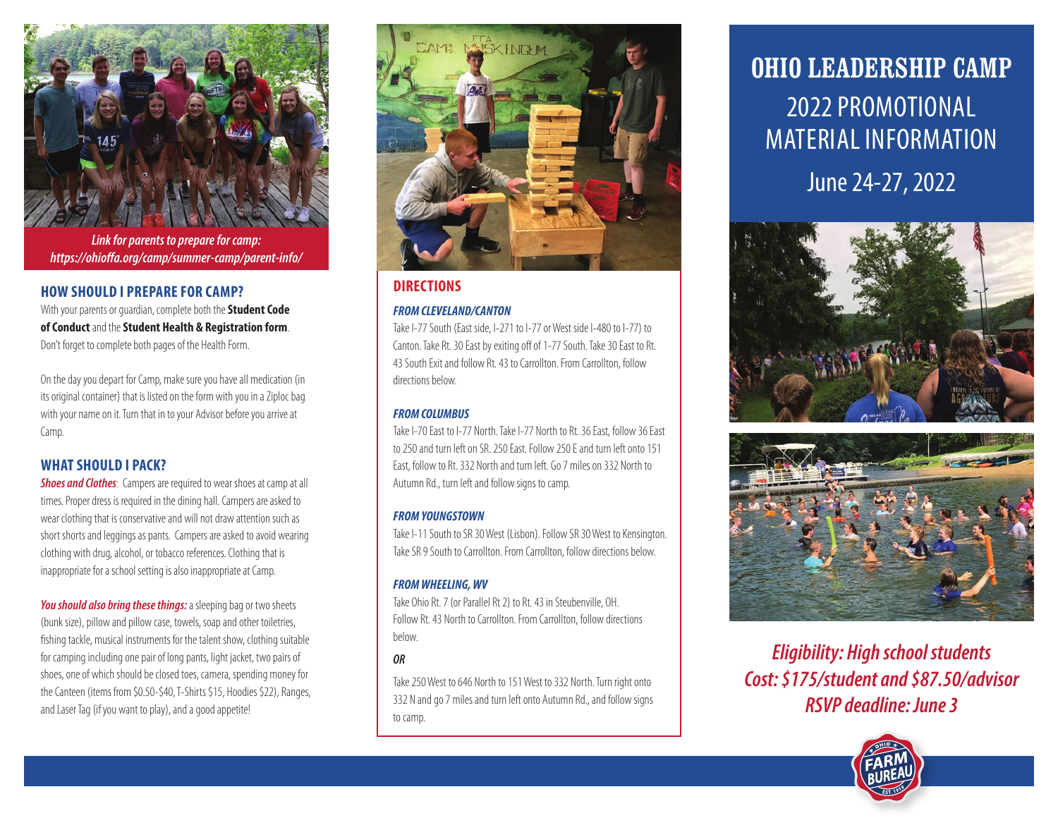*Link for parents to prepare for camp: https://ohioffa.org/camp/summer-camp/parent-info/*

## HOW SHOULD I PREPARE FOR CAMP?

With your parents or guardian, complete both the **Student Code of Conduct** and the **Student Health & Registration form**. Don't forget to complete both pages of the Health Form.

On the day you depart for Camp, make sure you have all medication (in its original container) that is listed on the form with you in a Ziploc bag with your name on it. Turn that in to your Advisor before you arrive at Camp.

## WHAT SHOULD I PACK?

***Shoes and Clothes***: Campers are required to wear shoes at camp at all times. Proper dress is required in the dining hall. Campers are asked to wear clothing that is conservative and will not draw attention such as short shorts and leggings as pants. Campers are asked to avoid wearing clothing with drug, alcohol, or tobacco references. Clothing that is inappropriate for a school setting is also inappropriate at Camp.

***You should also bring these things:*** a sleeping bag or two sheets (bunk size), pillow and pillow case, towels, soap and other toiletries, fishing tackle, musical instruments for the talent show, clothing suitable for camping including one pair of long pants, light jacket, two pairs of shoes, one of which should be closed toes, camera, spending money for the Canteen (items from $0.50-$40, T-Shirts $15, Hoodies $22), Ranges, and Laser Tag (if you want to play), and a good appetite!

## DIRECTIONS

### *FROM CLEVELAND/CANTON*

Take I-77 South (East side, I-271 to I-77 or West side I-480 to I-77) to Canton. Take Rt. 30 East by exiting off of 1-77 South. Take 30 East to Rt. 43 South Exit and follow Rt. 43 to Carrollton. From Carrollton, follow directions below.

### *FROM COLUMBUS*

Take I-70 East to I-77 North. Take I-77 North to Rt. 36 East, follow 36 East to 250 and turn left on SR. 250 East. Follow 250 E and turn left onto 151 East, follow to Rt. 332 North and turn left. Go 7 miles on 332 North to Autumn Rd., turn left and follow signs to camp.

### *FROM YOUNGSTOWN*

Take I-11 South to SR 30 West (Lisbon). Follow SR 30 West to Kensington. Take SR 9 South to Carrollton. From Carrollton, follow directions below.

### *FROM WHEELING, WV*

Take Ohio Rt. 7 (or Parallel Rt 2) to Rt. 43 in Steubenville, OH. Follow Rt. 43 North to Carrollton. From Carrollton, follow directions below.

***OR***

Take 250 West to 646 North to 151 West to 332 North. Turn right onto 332 N and go 7 miles and turn left onto Autumn Rd., and follow signs to camp.

# OHIO LEADERSHIP CAMP

## 2022 PROMOTIONAL MATERIAL INFORMATION

## June 24-27, 2022

***Eligibility: High school students***
***Cost: $175/student and $87.50/advisor***
***RSVP deadline: June 3***

OHIO FARM BUREAU EST 1919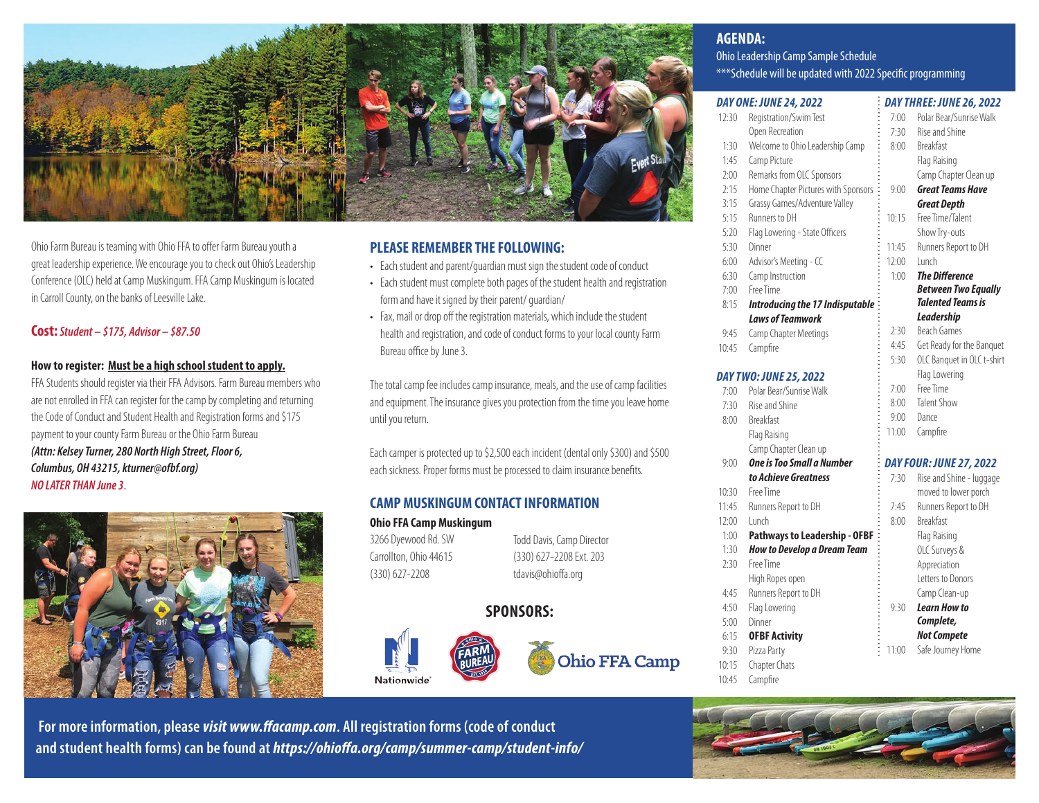Ohio Farm Bureau is teaming with Ohio FFA to offer Farm Bureau youth a great leadership experience. We encourage you to check out Ohio's Leadership Conference (OLC) held at Camp Muskingum. FFA Camp Muskingum is located in Carroll County, on the banks of Leesville Lake.

**Cost:** ***Student – $175, Advisor – $87.50***

**How to register: Must be a high school student to apply.**

FFA Students should register via their FFA Advisors. Farm Bureau members who are not enrolled in FFA can register for the camp by completing and returning the Code of Conduct and Student Health and Registration forms and $175 payment to your county Farm Bureau or the Ohio Farm Bureau ***(Attn: Kelsey Turner, 280 North High Street, Floor 6, Columbus, OH 43215, kturner@ofbf.org)*** ***NO LATER THAN June 3***.

## PLEASE REMEMBER THE FOLLOWING:

- Each student and parent/guardian must sign the student code of conduct
- Each student must complete both pages of the student health and registration form and have it signed by their parent/ guardian/
- Fax, mail or drop off the registration materials, which include the student health and registration, and code of conduct forms to your local county Farm Bureau office by June 3.

The total camp fee includes camp insurance, meals, and the use of camp facilities and equipment. The insurance gives you protection from the time you leave home until you return.

Each camper is protected up to $2,500 each incident (dental only $300) and $500 each sickness. Proper forms must be processed to claim insurance benefits.

## CAMP MUSKINGUM CONTACT INFORMATION

**Ohio FFA Camp Muskingum**

3266 Dyewood Rd. SW
Carrollton, Ohio 44615
(330) 627-2208

Todd Davis, Camp Director
(330) 627-2208 Ext. 203
tdavis@ohioffa.org

## SPONSORS:

Nationwide
Ohio Farm Bureau
Ohio FFA Camp

## AGENDA:

Ohio Leadership Camp Sample Schedule
***Schedule will be updated with 2022 Specific programming

### *DAY ONE: JUNE 24, 2022*

| | |
|---|---|
| 12:30 | Registration/Swim Test |
| | Open Recreation |
| 1:30 | Welcome to Ohio Leadership Camp |
| 1:45 | Camp Picture |
| 2:00 | Remarks from OLC Sponsors |
| 2:15 | Home Chapter Pictures with Sponsors |
| 3:15 | Grassy Games/Adventure Valley |
| 5:15 | Runners to DH |
| 5:20 | Flag Lowering - State Officers |
| 5:30 | Dinner |
| 6:00 | Advisor's Meeting - CC |
| 6:30 | Camp Instruction |
| 7:00 | Free Time |
| 8:15 | ***Introducing the 17 Indisputable Laws of Teamwork*** |
| 9:45 | Camp Chapter Meetings |
| 10:45 | Campfire |

### *DAY TWO: JUNE 25, 2022*

| | |
|---|---|
| 7:00 | Polar Bear/Sunrise Walk |
| 7:30 | Rise and Shine |
| 8:00 | Breakfast |
| | Flag Raising |
| | Camp Chapter Clean up |
| 9:00 | ***One is Too Small a Number to Achieve Greatness*** |
| 10:30 | Free Time |
| 11:45 | Runners Report to DH |
| 12:00 | Lunch |
| 1:00 | **Pathways to Leadership - OFBF** |
| 1:30 | ***How to Develop a Dream Team*** |
| 2:30 | Free Time |
| | High Ropes open |
| 4:45 | Runners Report to DH |
| 4:50 | Flag Lowering |
| 5:00 | Dinner |
| 6:15 | **OFBF Activity** |
| 9:30 | Pizza Party |
| 10:15 | Chapter Chats |
| 10:45 | Campfire |

### *DAY THREE: JUNE 26, 2022*

| | |
|---|---|
| 7:00 | Polar Bear/Sunrise Walk |
| 7:30 | Rise and Shine |
| 8:00 | Breakfast |
| | Flag Raising |
| | Camp Chapter Clean up |
| 9:00 | ***Great Teams Have Great Depth*** |
| 10:15 | Free Time/Talent Show Try-outs |
| 11:45 | Runners Report to DH |
| 12:00 | Lunch |
| 1:00 | ***The Difference Between Two Equally Talented Teams is Leadership*** |
| 2:30 | Beach Games |
| 4:45 | Get Ready for the Banquet |
| 5:30 | OLC Banquet in OLC t-shirt |
| | Flag Lowering |
| 7:00 | Free Time |
| 8:00 | Talent Show |
| 9:00 | Dance |
| 11:00 | Campfire |

### *DAY FOUR: JUNE 27, 2022*

| | |
|---|---|
| 7:30 | Rise and Shine - luggage moved to lower porch |
| 7:45 | Runners Report to DH |
| 8:00 | Breakfast |
| | Flag Raising |
| | OLC Surveys & Appreciation |
| | Letters to Donors |
| | Camp Clean-up |
| 9:30 | ***Learn How to Complete, Not Compete*** |
| 11:00 | Safe Journey Home |

**For more information, please *visit www.ffacamp.com*. All registration forms (code of conduct and student health forms) can be found at *https://ohioffa.org/camp/summer-camp/student-info/***